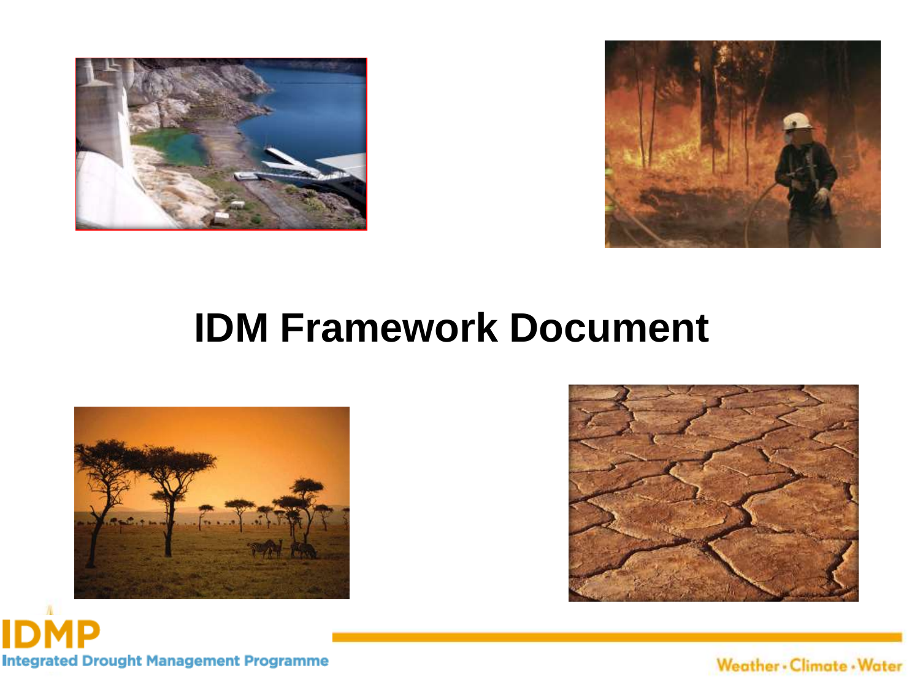# IDM Framework Document

**IDMP**

Integrated Drought Management Programme

Weather • Climate • Water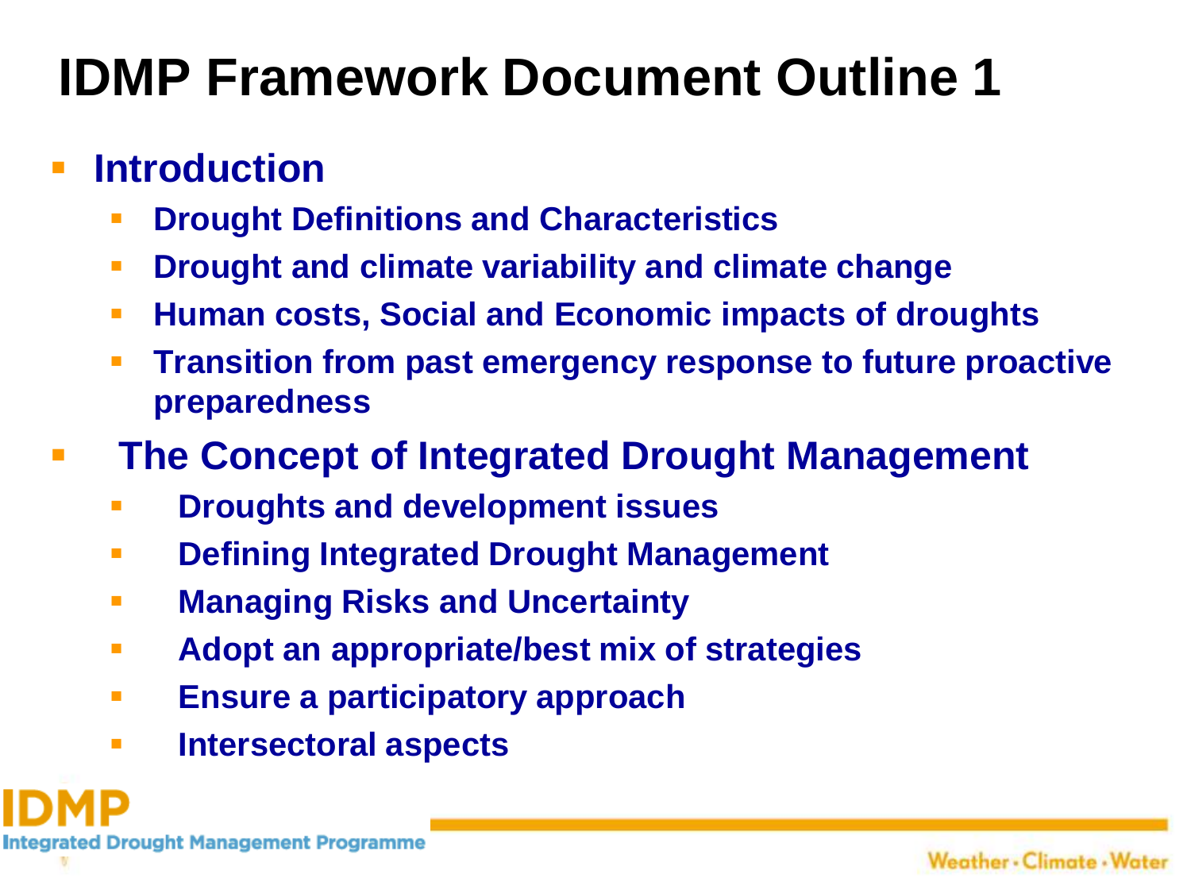# IDMP Framework Document Outline 1

- **Introduction**
  - **Drought Definitions and Characteristics**
  - **Drought and climate variability and climate change**
  - **Human costs, Social and Economic impacts of droughts**
  - **Transition from past emergency response to future proactive preparedness**
- **The Concept of Integrated Drought Management**
  - **Droughts and development issues**
  - **Defining Integrated Drought Management**
  - **Managing Risks and Uncertainty**
  - **Adopt an appropriate/best mix of strategies**
  - **Ensure a participatory approach**
  - **Intersectoral aspects**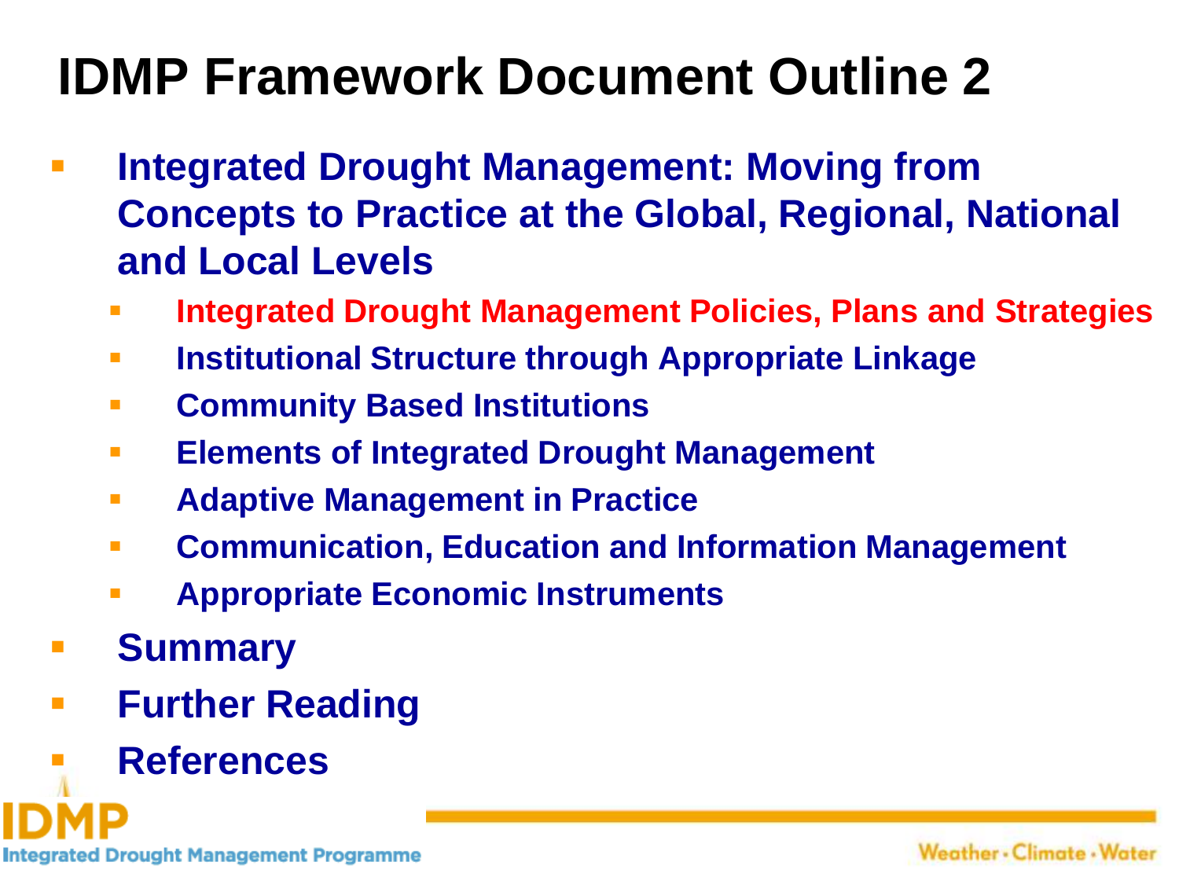# IDMP Framework Document Outline 2

- **Integrated Drought Management: Moving from Concepts to Practice at the Global, Regional, National and Local Levels**
  - **Integrated Drought Management Policies, Plans and Strategies**
  - **Institutional Structure through Appropriate Linkage**
  - **Community Based Institutions**
  - **Elements of Integrated Drought Management**
  - **Adaptive Management in Practice**
  - **Communication, Education and Information Management**
  - **Appropriate Economic Instruments**
- **Summary**
- **Further Reading**
- **References**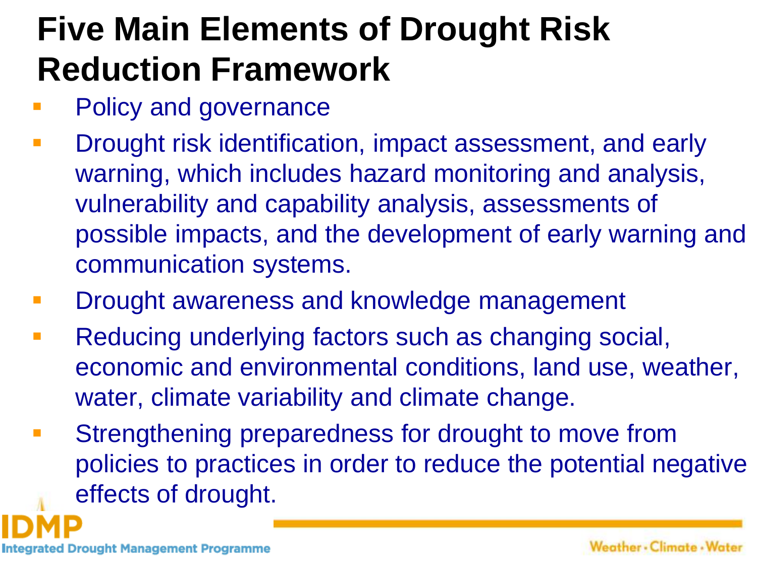# Five Main Elements of Drought Risk Reduction Framework

- Policy and governance
- Drought risk identification, impact assessment, and early warning, which includes hazard monitoring and analysis, vulnerability and capability analysis, assessments of possible impacts, and the development of early warning and communication systems.
- Drought awareness and knowledge management
- Reducing underlying factors such as changing social, economic and environmental conditions, land use, weather, water, climate variability and climate change.
- Strengthening preparedness for drought to move from policies to practices in order to reduce the potential negative effects of drought.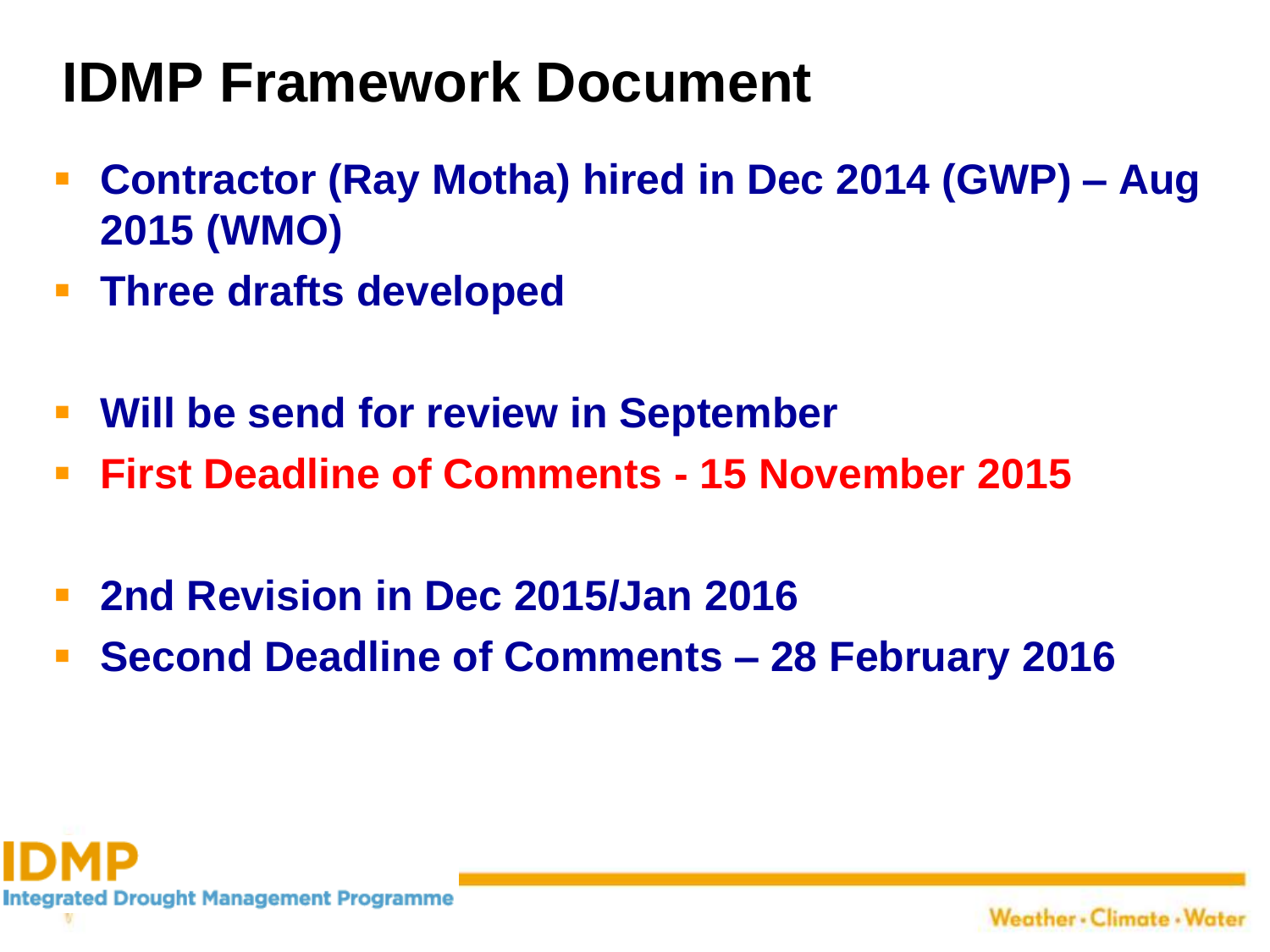# IDMP Framework Document

- Contractor (Ray Motha) hired in Dec 2014 (GWP) – Aug 2015 (WMO)
- Three drafts developed

- Will be send for review in September
- First Deadline of Comments - 15 November 2015

- 2nd Revision in Dec 2015/Jan 2016
- Second Deadline of Comments – 28 February 2016